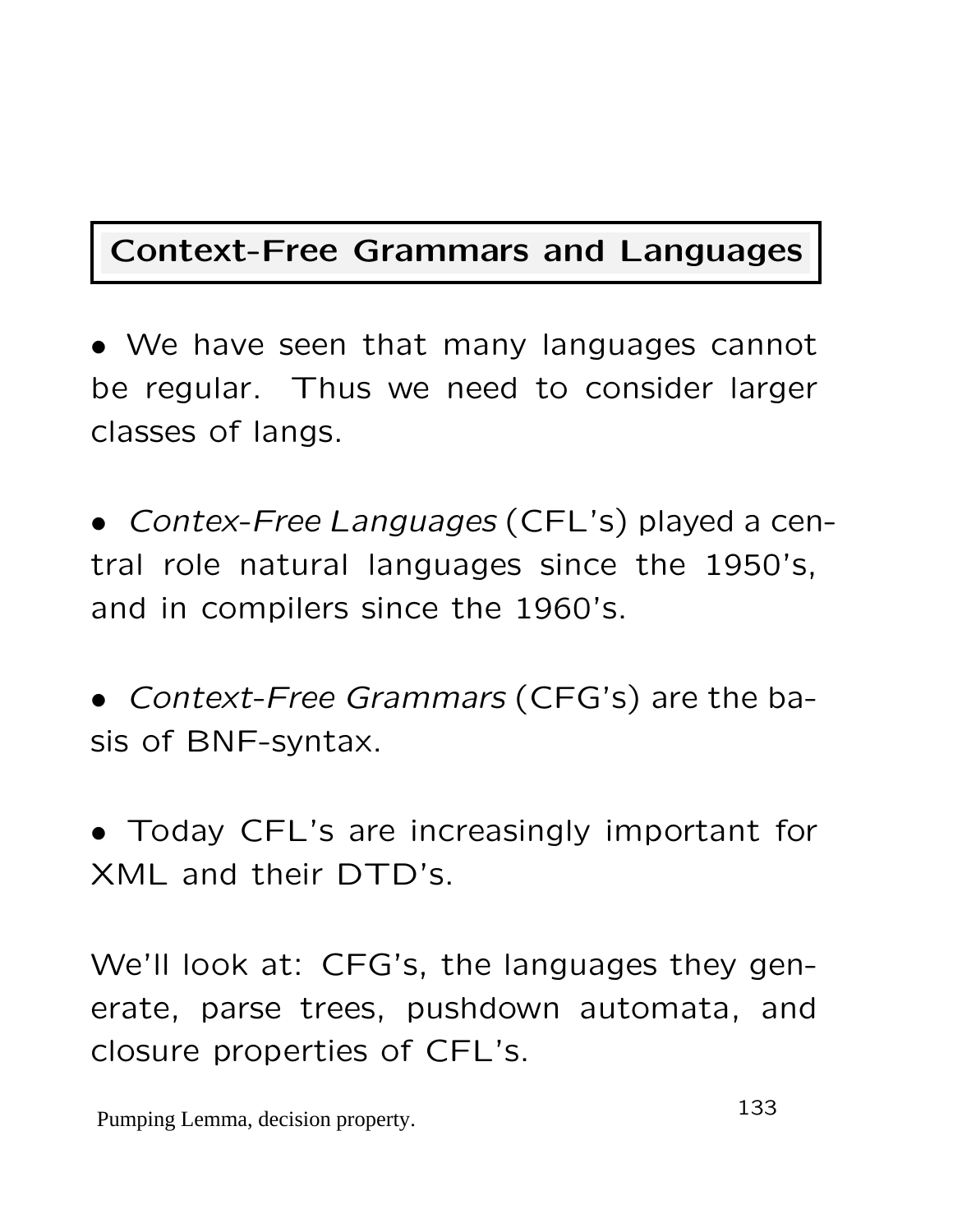# Context-Free Grammars and Languages

- We have seen that many languages cannot be regular. Thus we need to consider larger classes of langs.

- *Contex-Free Languages* (CFL's) played a central role natural languages since the 1950's, and in compilers since the 1960's.

- *Context-Free Grammars* (CFG's) are the basis of BNF-syntax.

- Today CFL's are increasingly important for XML and their DTD's.

We'll look at: CFG's, the languages they generate, parse trees, pushdown automata, and closure properties of CFL's.

Pumping Lemma, decision property.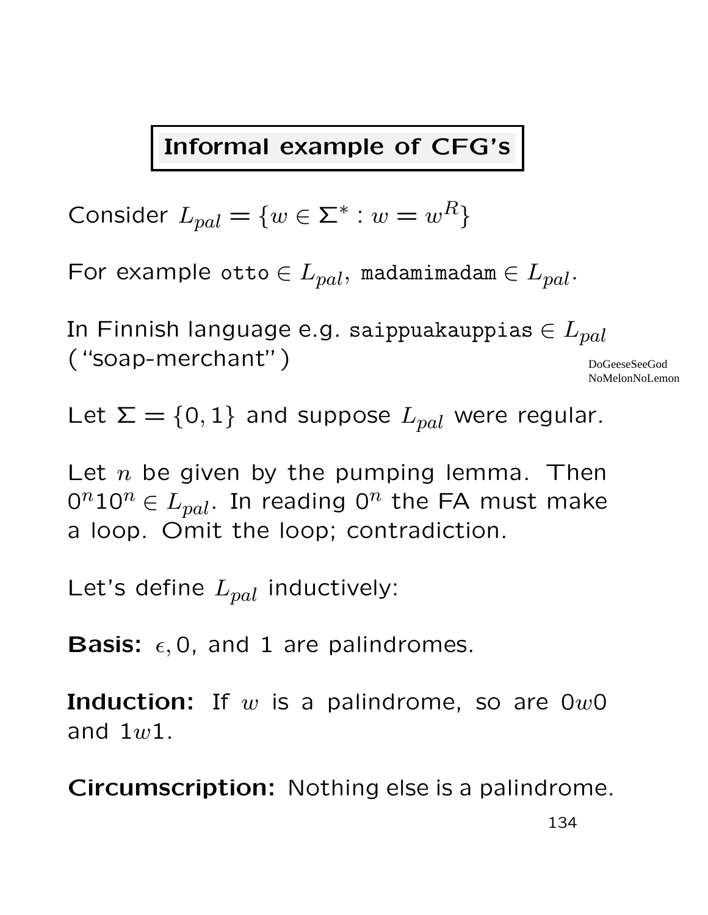## Informal example of CFG's

Consider $L_{pal} = \{w \in \Sigma^* : w = w^R\}$

For example `otto` $\in L_{pal}$, `madamimadam` $\in L_{pal}$.

In Finnish language e.g. `saippuakauppias` $\in L_{pal}$ ("soap-merchant")

DoGeeseSeeGod
NoMelonNoLemon

Let $\Sigma = \{0, 1\}$ and suppose $L_{pal}$ were regular.

Let $n$ be given by the pumping lemma. Then $0^n10^n \in L_{pal}$. In reading $0^n$ the FA must make a loop. Omit the loop; contradiction.

Let's define $L_{pal}$ inductively:

**Basis:** $\epsilon, 0$, and 1 are palindromes.

**Induction:** If $w$ is a palindrome, so are $0w0$ and $1w1$.

**Circumscription:** Nothing else is a palindrome.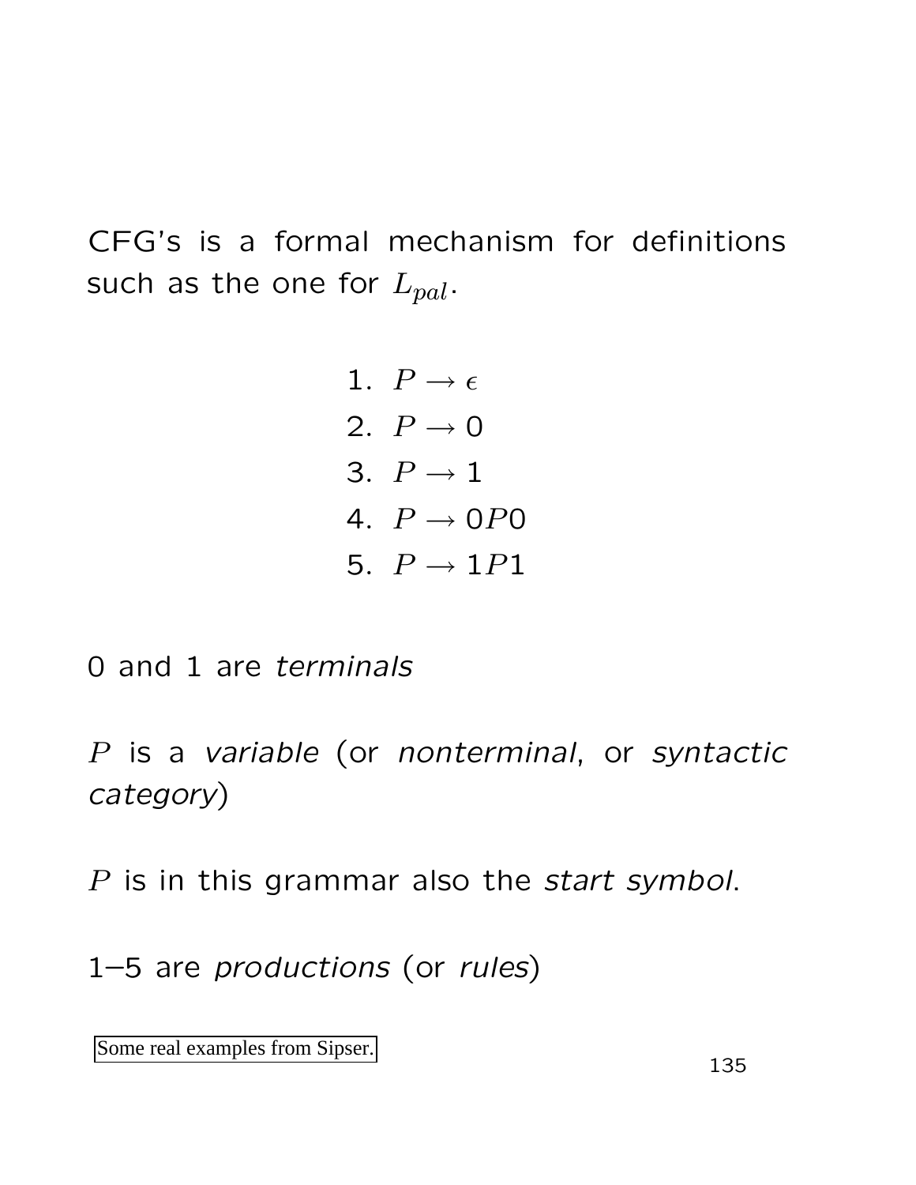CFG's is a formal mechanism for definitions such as the one for $L_{pal}$.

1. $P \rightarrow \epsilon$
2. $P \rightarrow 0$
3. $P \rightarrow 1$
4. $P \rightarrow 0P0$
5. $P \rightarrow 1P1$

0 and 1 are *terminals*

$P$ is a *variable* (or *nonterminal*, or *syntactic category*)

$P$ is in this grammar also the *start symbol*.

1–5 are *productions* (or *rules*)

Some real examples from Sipser.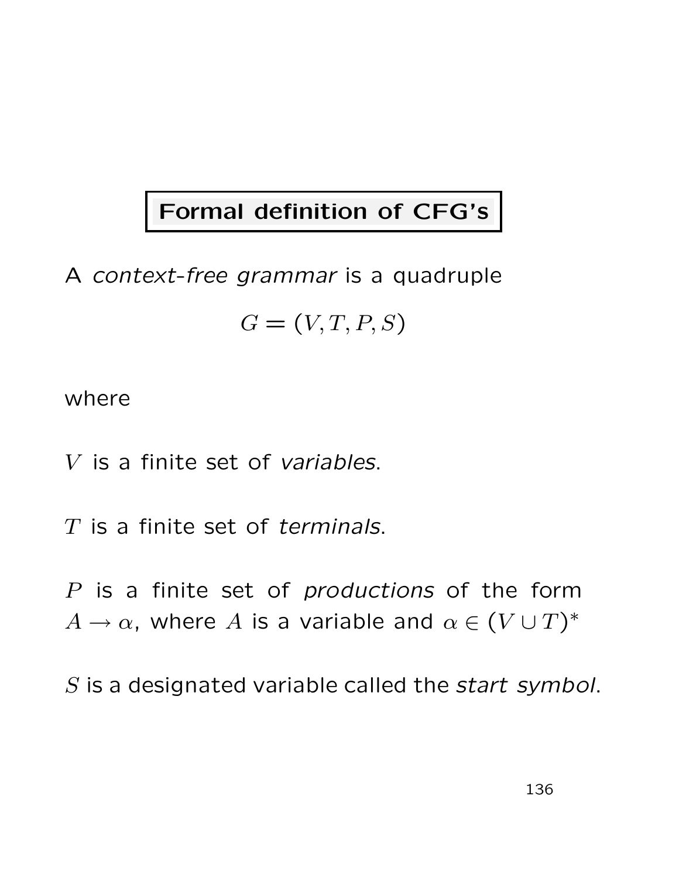# Formal definition of CFG's

A *context-free grammar* is a quadruple

$$G = (V, T, P, S)$$

where

$V$ is a finite set of *variables*.

$T$ is a finite set of *terminals*.

$P$ is a finite set of *productions* of the form $A \to \alpha$, where $A$ is a variable and $\alpha \in (V \cup T)^*$

$S$ is a designated variable called the *start symbol*.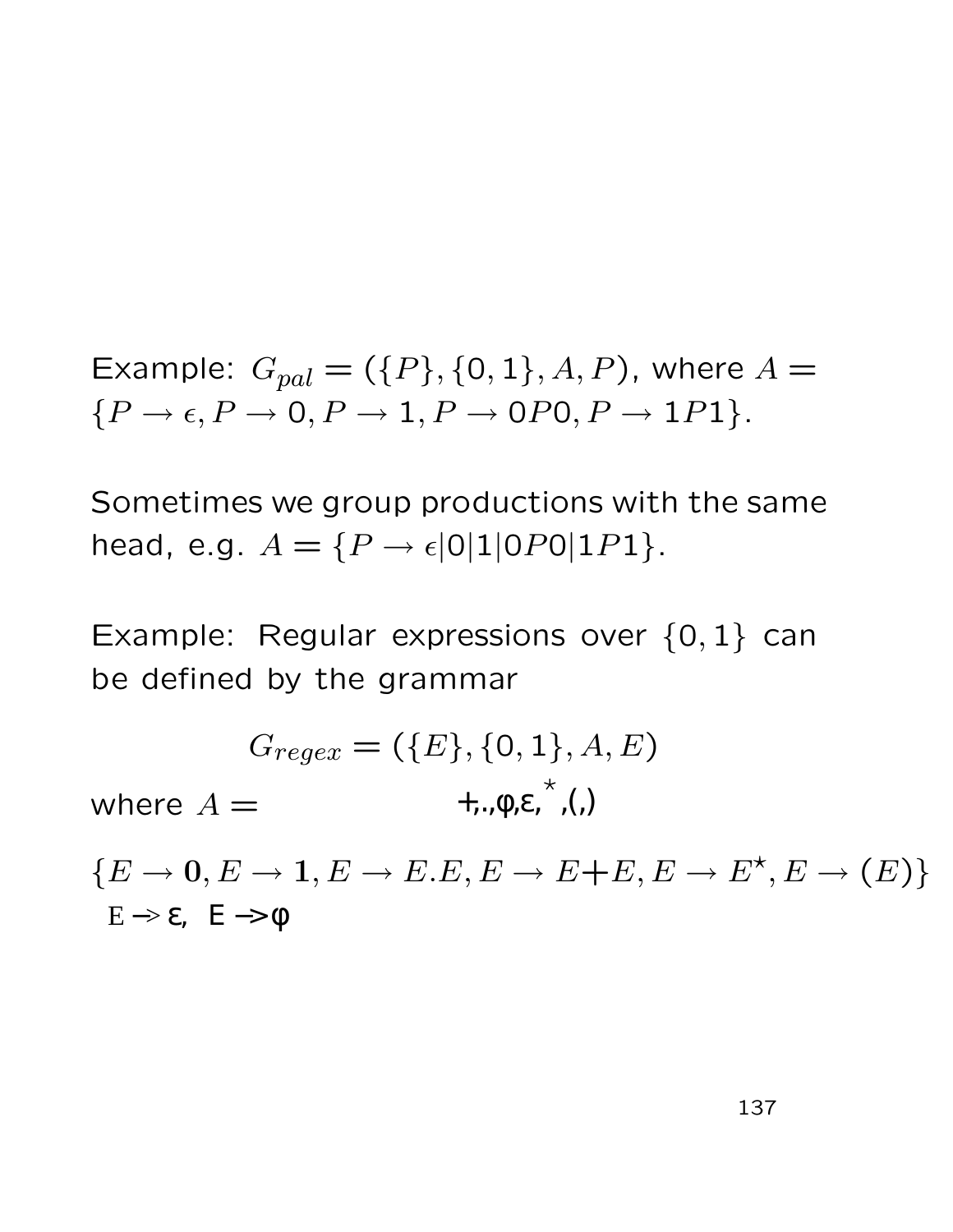Example: $G_{pal} = (\{P\}, \{0,1\}, A, P)$, where $A = \{P \to \epsilon, P \to 0, P \to 1, P \to 0P0, P \to 1P1\}$.

Sometimes we group productions with the same head, e.g. $A = \{P \to \epsilon | 0 | 1 | 0P0 | 1P1\}$.

Example: Regular expressions over $\{0,1\}$ can be defined by the grammar

$$G_{regex} = (\{E\}, \{0,1\}, A, E)$$

where $A =$ +,.,φ,ε,$^\star$,(,)

$$\{E \to \mathbf{0}, E \to \mathbf{1}, E \to E.E, E \to E\mathbf{+}E, E \to E^\star, E \to (E)\}$$

E -> ε, E ->φ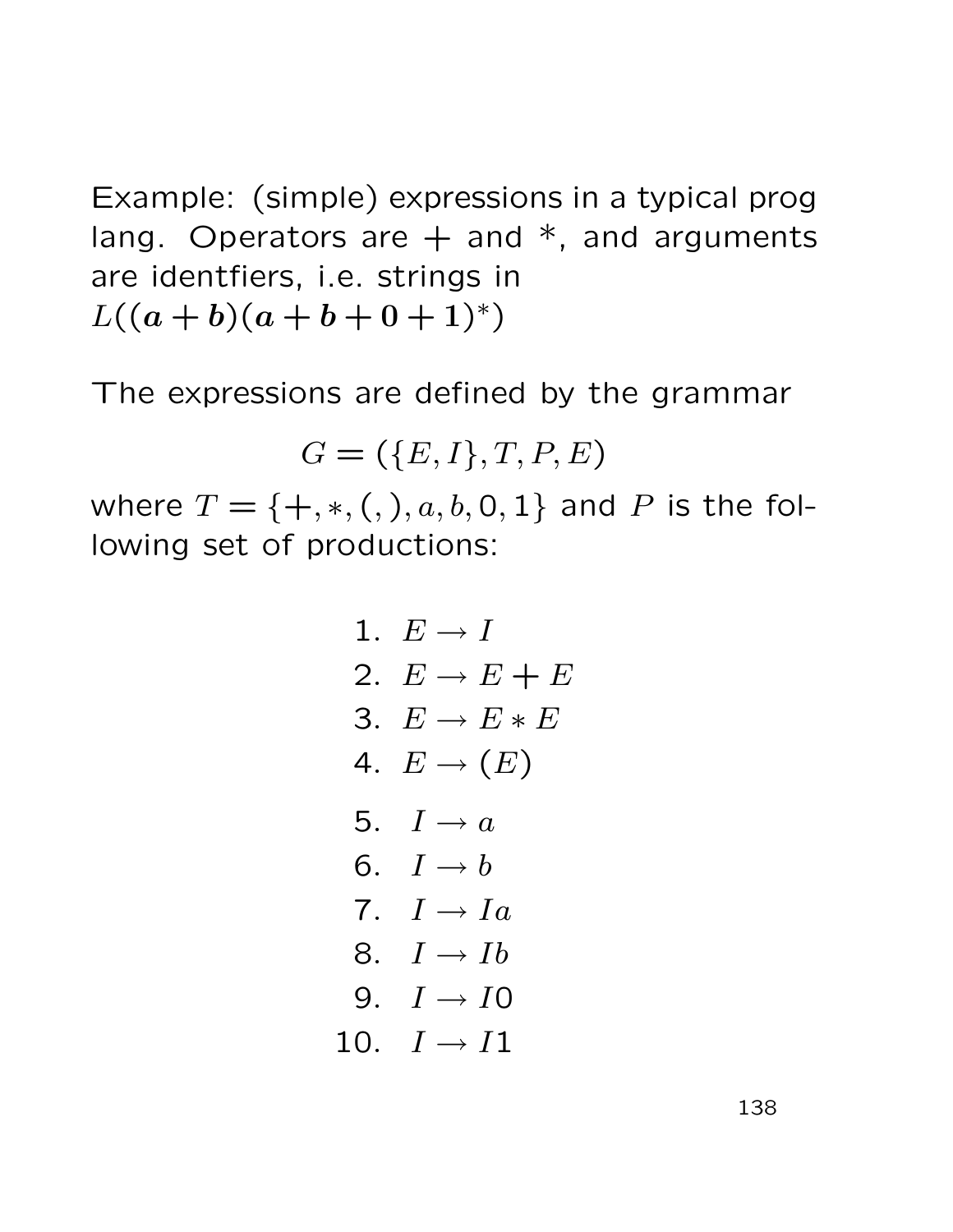Example: (simple) expressions in a typical prog lang. Operators are + and *, and arguments are identfiers, i.e. strings in $L((\mathbf{a}+\mathbf{b})(\mathbf{a}+\mathbf{b}+\mathbf{0}+\mathbf{1})^*)$

The expressions are defined by the grammar

$$G = (\{E, I\}, T, P, E)$$

where $T = \{+, *, (, ), a, b, 0, 1\}$ and $P$ is the following set of productions:

$$
\begin{array}{rl}
1. & E \rightarrow I \\
2. & E \rightarrow E + E \\
3. & E \rightarrow E * E \\
4. & E \rightarrow (E) \\
5. & I \rightarrow a \\
6. & I \rightarrow b \\
7. & I \rightarrow Ia \\
8. & I \rightarrow Ib \\
9. & I \rightarrow I0 \\
10. & I \rightarrow I1
\end{array}
$$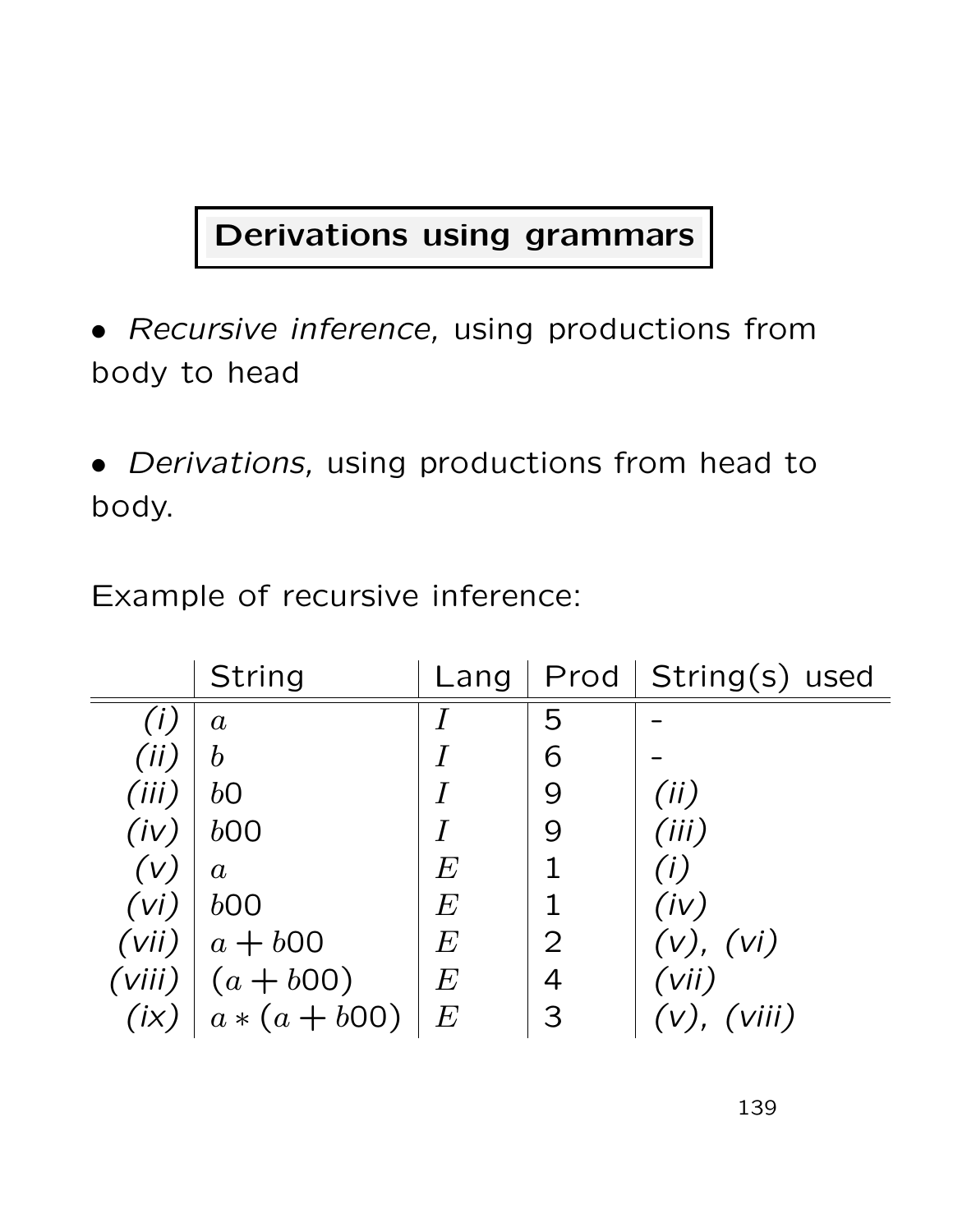# Derivations using grammars

- *Recursive inference*, using productions from body to head

- *Derivations*, using productions from head to body.

Example of recursive inference:

| | String | Lang | Prod | String(s) used |
|---|---|---|---|---|
| *(i)* | $a$ | $I$ | 5 | - |
| *(ii)* | $b$ | $I$ | 6 | - |
| *(iii)* | $b0$ | $I$ | 9 | *(ii)* |
| *(iv)* | $b00$ | $I$ | 9 | *(iii)* |
| *(v)* | $a$ | $E$ | 1 | *(i)* |
| *(vi)* | $b00$ | $E$ | 1 | *(iv)* |
| *(vii)* | $a + b00$ | $E$ | 2 | *(v)*, *(vi)* |
| *(viii)* | $(a + b00)$ | $E$ | 4 | *(vii)* |
| *(ix)* | $a * (a + b00)$ | $E$ | 3 | *(v)*, *(viii)* |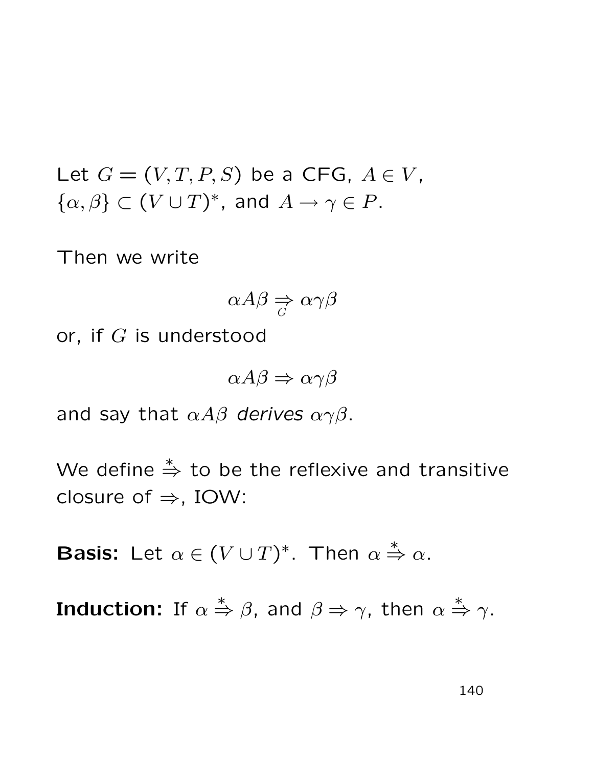Let $G = (V, T, P, S)$ be a CFG, $A \in V$, $\{\alpha, \beta\} \subset (V \cup T)^*$, and $A \rightarrow \gamma \in P$.

Then we write

$$\alpha A \beta \underset{G}{\Rightarrow} \alpha \gamma \beta$$

or, if $G$ is understood

$$\alpha A \beta \Rightarrow \alpha \gamma \beta$$

and say that $\alpha A \beta$ *derives* $\alpha \gamma \beta$.

We define $\overset{*}{\Rightarrow}$ to be the reflexive and transitive closure of $\Rightarrow$, IOW:

**Basis:** Let $\alpha \in (V \cup T)^*$. Then $\alpha \overset{*}{\Rightarrow} \alpha$.

**Induction:** If $\alpha \overset{*}{\Rightarrow} \beta$, and $\beta \Rightarrow \gamma$, then $\alpha \overset{*}{\Rightarrow} \gamma$.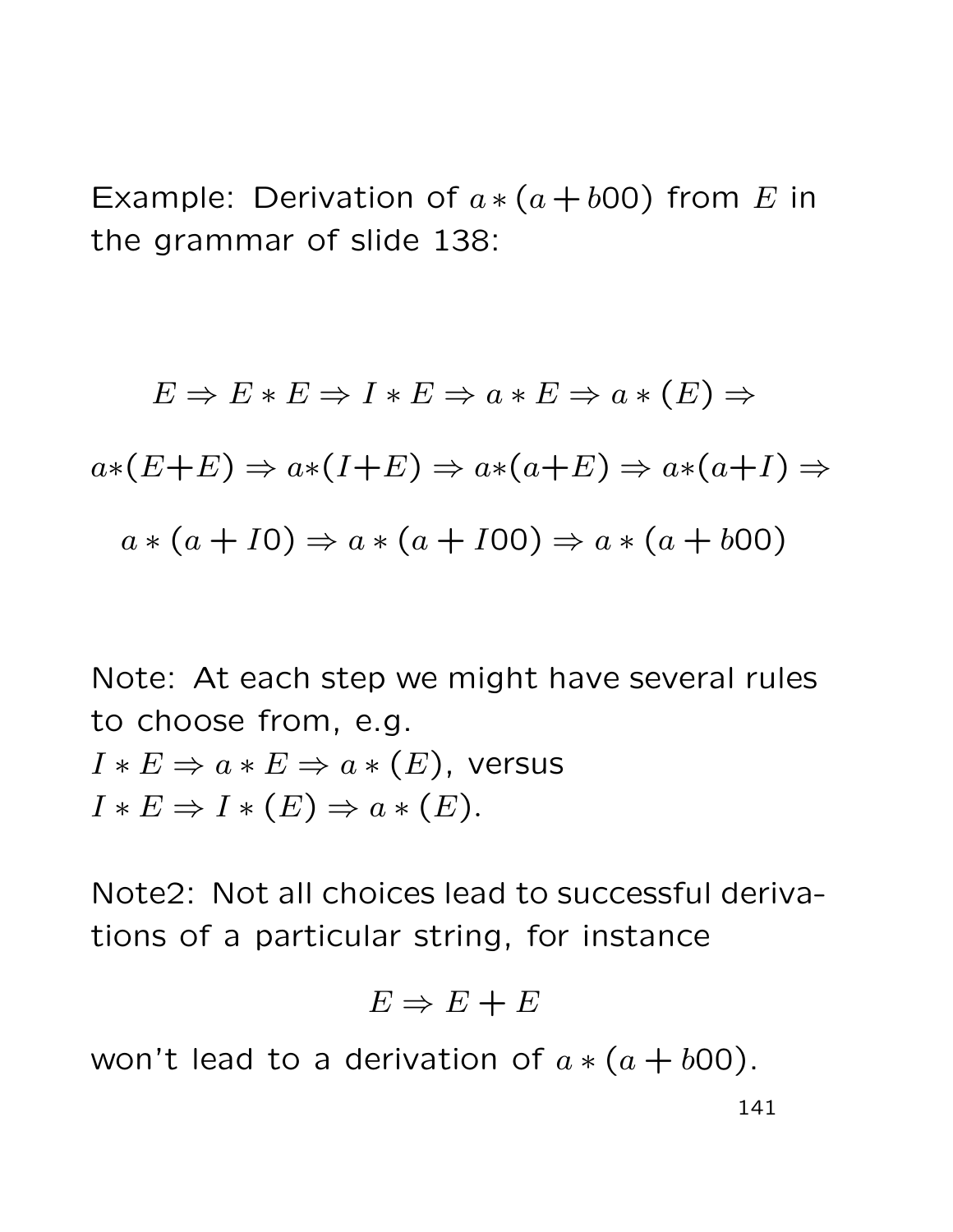Example: Derivation of $a*(a+b00)$ from $E$ in the grammar of slide 138:

$$E \Rightarrow E*E \Rightarrow I*E \Rightarrow a*E \Rightarrow a*(E) \Rightarrow$$

$$a*(E+E) \Rightarrow a*(I+E) \Rightarrow a*(a+E) \Rightarrow a*(a+I) \Rightarrow$$

$$a*(a+I0) \Rightarrow a*(a+I00) \Rightarrow a*(a+b00)$$

Note: At each step we might have several rules to choose from, e.g.
$I*E \Rightarrow a*E \Rightarrow a*(E)$, versus
$I*E \Rightarrow I*(E) \Rightarrow a*(E)$.

Note2: Not all choices lead to successful derivations of a particular string, for instance

$$E \Rightarrow E+E$$

won't lead to a derivation of $a*(a+b00)$.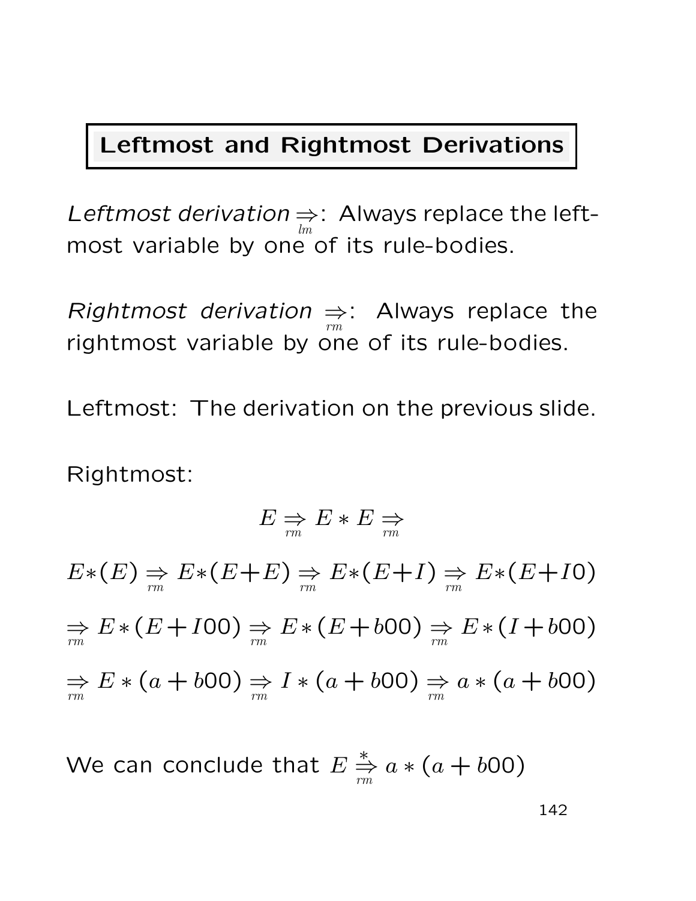## Leftmost and Rightmost Derivations

*Leftmost derivation* $\underset{lm}{\Rightarrow}$: Always replace the leftmost variable by one of its rule-bodies.

*Rightmost derivation* $\underset{rm}{\Rightarrow}$: Always replace the rightmost variable by one of its rule-bodies.

Leftmost: The derivation on the previous slide.

Rightmost:

$$E \underset{rm}{\Rightarrow} E * E \underset{rm}{\Rightarrow}$$

$$E*(E) \underset{rm}{\Rightarrow} E*(E+E) \underset{rm}{\Rightarrow} E*(E+I) \underset{rm}{\Rightarrow} E*(E+I0)$$

$$\underset{rm}{\Rightarrow} E*(E+I00) \underset{rm}{\Rightarrow} E*(E+b00) \underset{rm}{\Rightarrow} E*(I+b00)$$

$$\underset{rm}{\Rightarrow} E*(a+b00) \underset{rm}{\Rightarrow} I*(a+b00) \underset{rm}{\Rightarrow} a*(a+b00)$$

We can conclude that $E \overset{*}{\underset{rm}{\Rightarrow}} a*(a+b00)$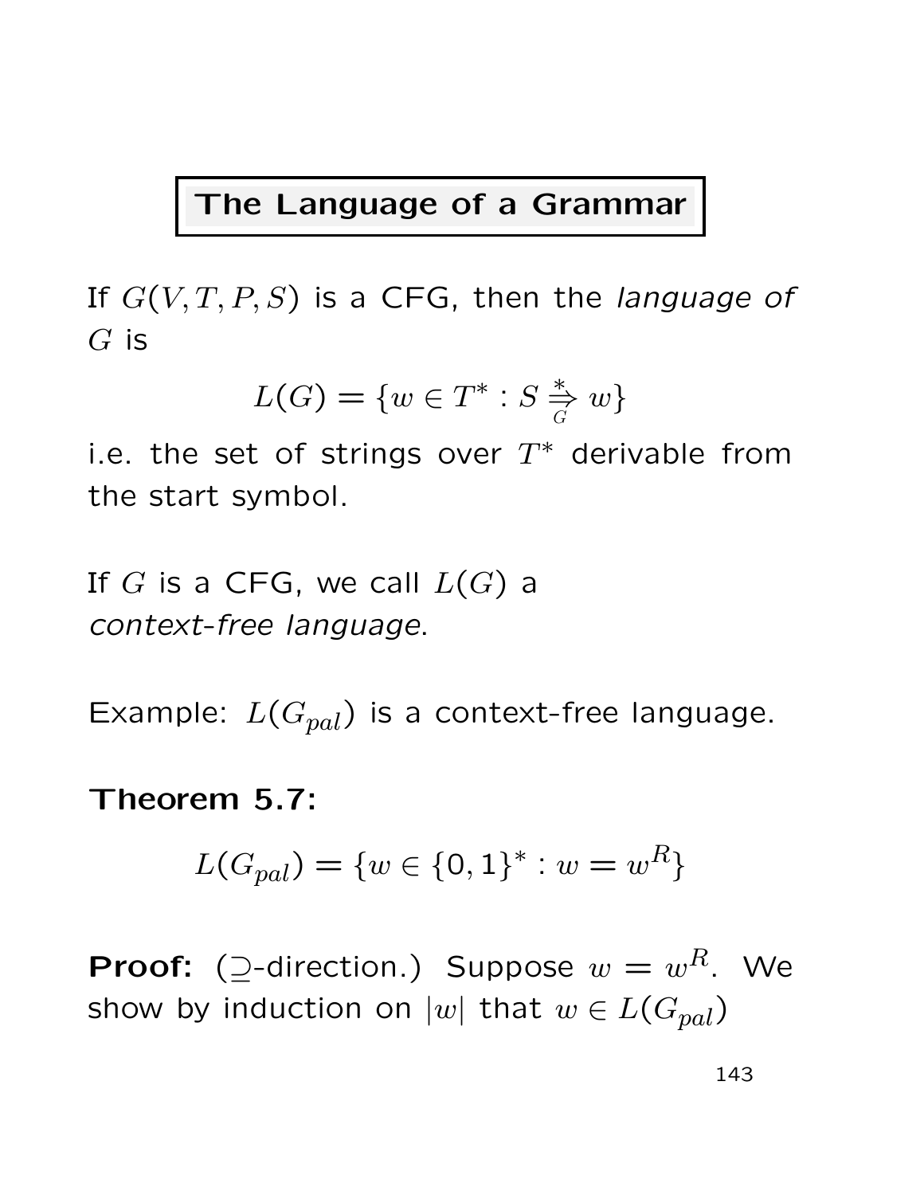# The Language of a Grammar

If $G(V, T, P, S)$ is a CFG, then the *language of* $G$ is

$$L(G) = \{w \in T^* : S \overset{*}{\underset{G}{\Rightarrow}} w\}$$

i.e. the set of strings over $T^*$ derivable from the start symbol.

If $G$ is a CFG, we call $L(G)$ a *context-free language*.

Example: $L(G_{pal})$ is a context-free language.

**Theorem 5.7:**

$$L(G_{pal}) = \{w \in \{0, 1\}^* : w = w^R\}$$

**Proof:** ($\supseteq$-direction.) Suppose $w = w^R$. We show by induction on $|w|$ that $w \in L(G_{pal})$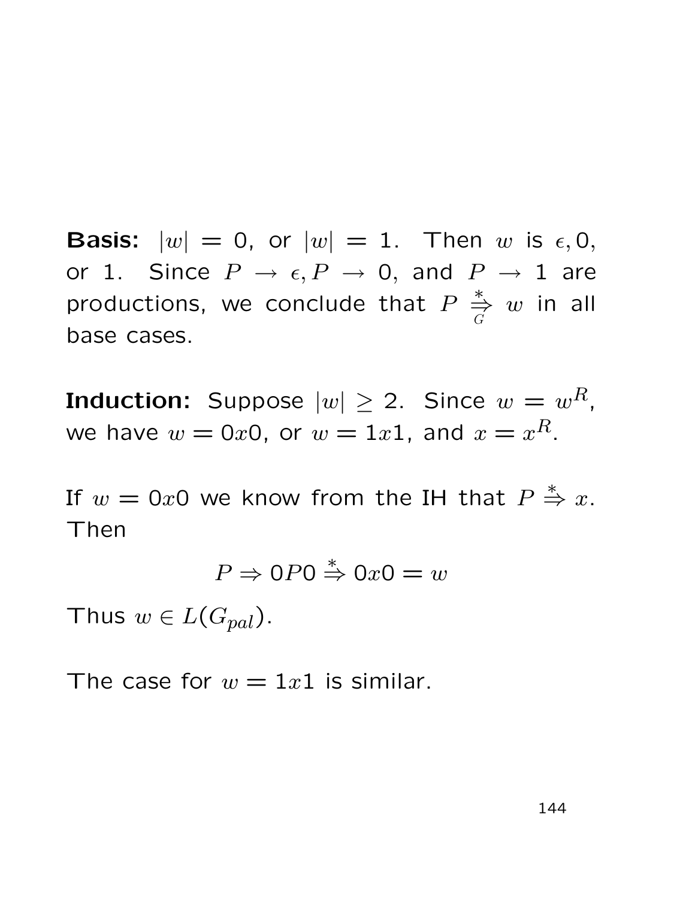**Basis:** $|w| = 0$, or $|w| = 1$. Then $w$ is $\epsilon, 0$, or 1. Since $P \rightarrow \epsilon, P \rightarrow 0$, and $P \rightarrow 1$ are productions, we conclude that $P \overset{*}{\underset{G}{\Rightarrow}} w$ in all base cases.

**Induction:** Suppose $|w| \geq 2$. Since $w = w^R$, we have $w = 0x0$, or $w = 1x1$, and $x = x^R$.

If $w = 0x0$ we know from the IH that $P \overset{*}{\Rightarrow} x$. Then

$$P \Rightarrow 0P0 \overset{*}{\Rightarrow} 0x0 = w$$

Thus $w \in L(G_{pal})$.

The case for $w = 1x1$ is similar.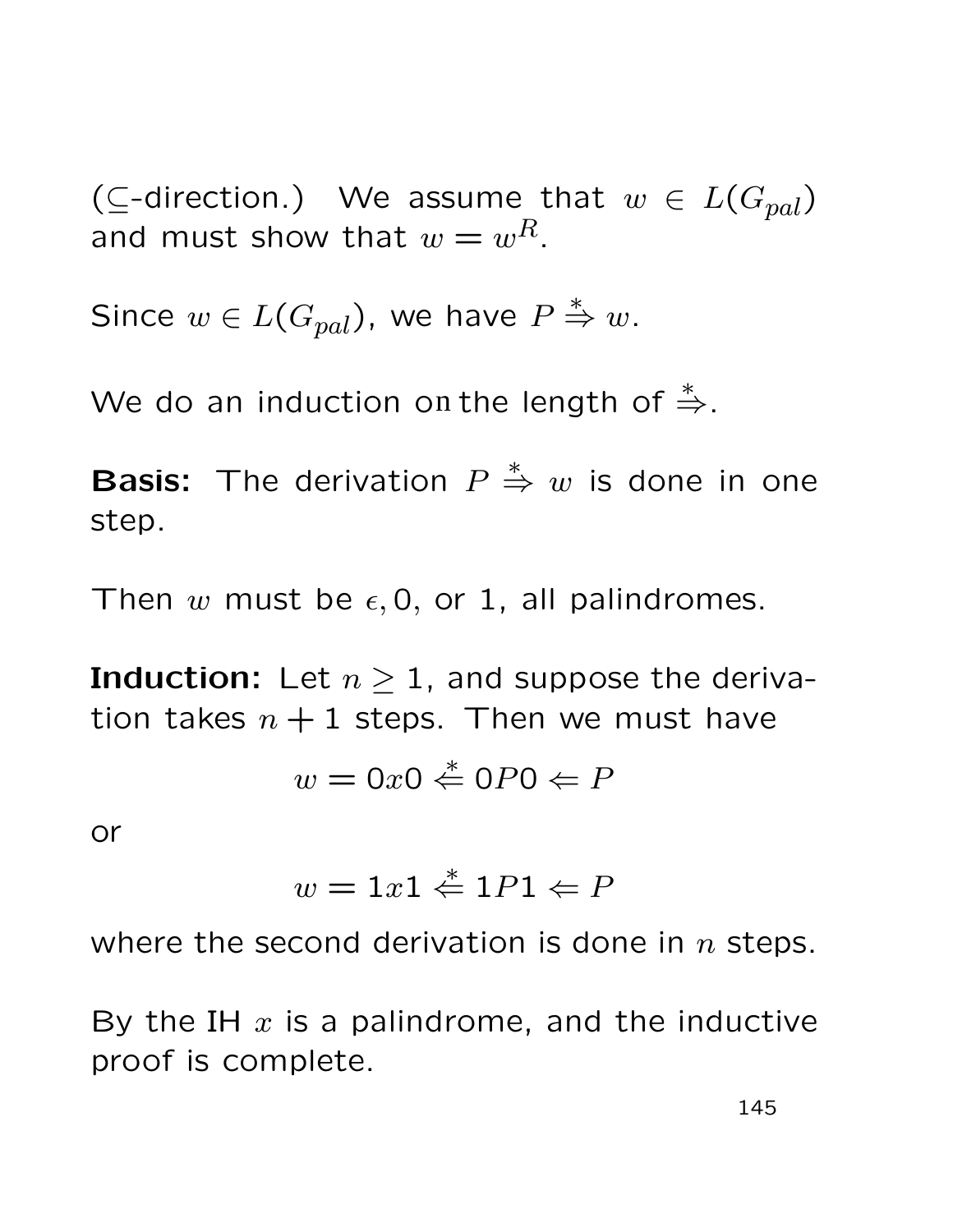($\subseteq$-direction.) We assume that $w \in L(G_{pal})$ and must show that $w = w^R$.

Since $w \in L(G_{pal})$, we have $P \stackrel{*}{\Rightarrow} w$.

We do an induction on the length of $\stackrel{*}{\Rightarrow}$.

**Basis:** The derivation $P \stackrel{*}{\Rightarrow} w$ is done in one step.

Then $w$ must be $\epsilon, 0$, or 1, all palindromes.

**Induction:** Let $n \geq 1$, and suppose the derivation takes $n + 1$ steps. Then we must have

$$w = 0x0 \stackrel{*}{\Leftarrow} 0P0 \Leftarrow P$$

or

$$w = 1x1 \stackrel{*}{\Leftarrow} 1P1 \Leftarrow P$$

where the second derivation is done in $n$ steps.

By the IH $x$ is a palindrome, and the inductive proof is complete.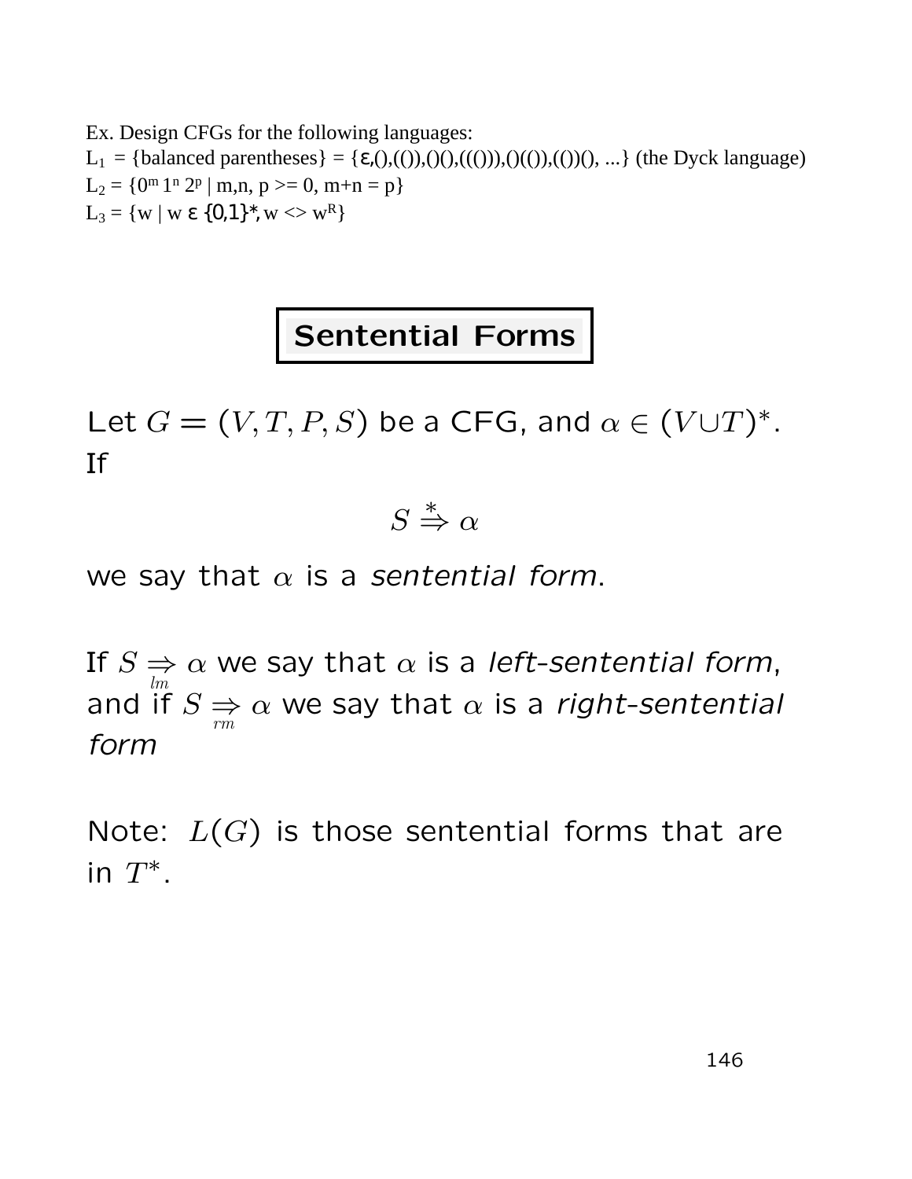Ex. Design CFGs for the following languages:

$L_1$ = {balanced parentheses} = {ε,(),(()),()(),((())),()(()),(())(), ...} (the Dyck language)

$L_2 = \{0^m 1^n 2^p \mid m,n, p >= 0, m+n = p\}$

$L_3 = \{w \mid w \in \{0,1\}^*, w <> w^R\}$

## Sentential Forms

Let $G = (V, T, P, S)$ be a CFG, and $\alpha \in (V \cup T)^*$. If

$$S \overset{*}{\Rightarrow} \alpha$$

we say that $\alpha$ is a *sentential form*.

If $S \underset{lm}{\Rightarrow} \alpha$ we say that $\alpha$ is a *left-sentential form*, and if $S \underset{rm}{\Rightarrow} \alpha$ we say that $\alpha$ is a *right-sentential form*

Note: $L(G)$ is those sentential forms that are in $T^*$.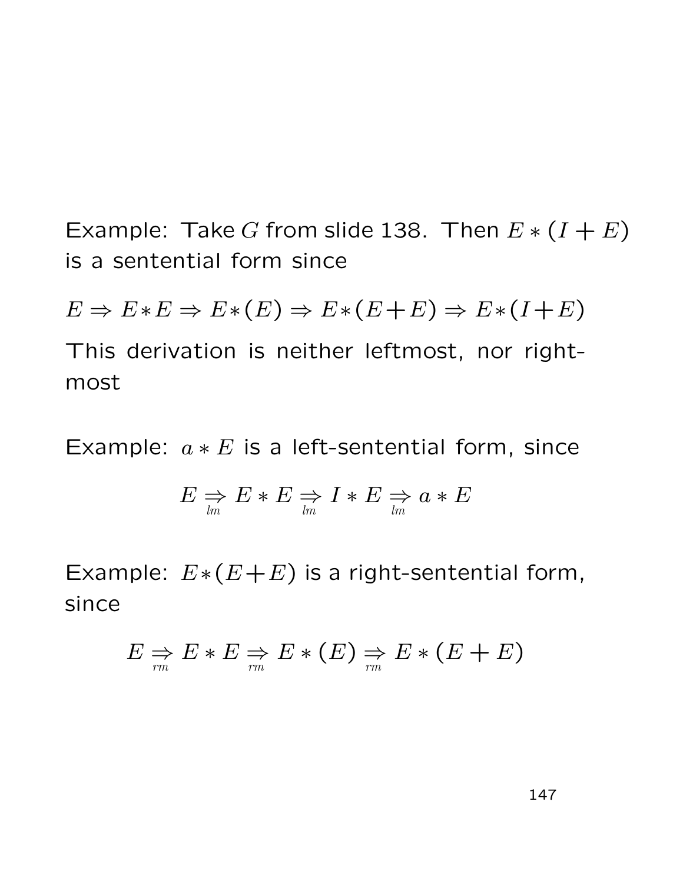Example: Take $G$ from slide 138. Then $E * (I + E)$ is a sentential form since

$$E \Rightarrow E * E \Rightarrow E * (E) \Rightarrow E * (E + E) \Rightarrow E * (I + E)$$

This derivation is neither leftmost, nor rightmost

Example: $a * E$ is a left-sentential form, since

$$E \underset{lm}{\Rightarrow} E * E \underset{lm}{\Rightarrow} I * E \underset{lm}{\Rightarrow} a * E$$

Example: $E * (E + E)$ is a right-sentential form, since

$$E \underset{rm}{\Rightarrow} E * E \underset{rm}{\Rightarrow} E * (E) \underset{rm}{\Rightarrow} E * (E + E)$$